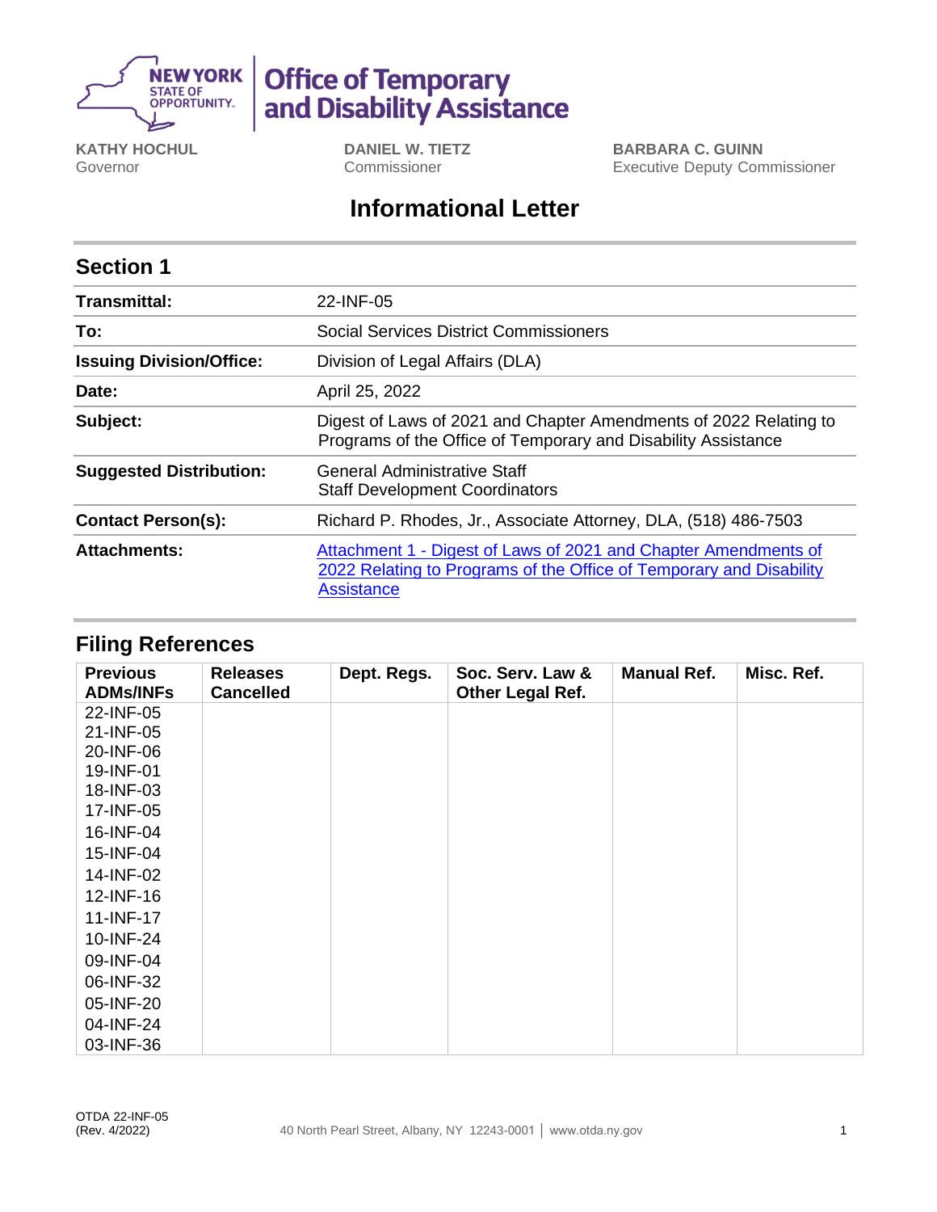NEW YORK STATE OF OPPORTUNITY. | Office of Temporary and Disability Assistance

**KATHY HOCHUL**
Governor

**DANIEL W. TIETZ**
Commissioner

**BARBARA C. GUINN**
Executive Deputy Commissioner

# Informational Letter

## Section 1

| | |
|---|---|
| **Transmittal:** | 22-INF-05 |
| **To:** | Social Services District Commissioners |
| **Issuing Division/Office:** | Division of Legal Affairs (DLA) |
| **Date:** | April 25, 2022 |
| **Subject:** | Digest of Laws of 2021 and Chapter Amendments of 2022 Relating to Programs of the Office of Temporary and Disability Assistance |
| **Suggested Distribution:** | General Administrative Staff<br>Staff Development Coordinators |
| **Contact Person(s):** | Richard P. Rhodes, Jr., Associate Attorney, DLA, (518) 486-7503 |
| **Attachments:** | Attachment 1 - Digest of Laws of 2021 and Chapter Amendments of 2022 Relating to Programs of the Office of Temporary and Disability Assistance |

## Filing References

| Previous ADMs/INFs | Releases Cancelled | Dept. Regs. | Soc. Serv. Law & Other Legal Ref. | Manual Ref. | Misc. Ref. |
|---|---|---|---|---|---|
| 22-INF-05<br>21-INF-05<br>20-INF-06<br>19-INF-01<br>18-INF-03<br>17-INF-05<br>16-INF-04<br>15-INF-04<br>14-INF-02<br>12-INF-16<br>11-INF-17<br>10-INF-24<br>09-INF-04<br>06-INF-32<br>05-INF-20<br>04-INF-24<br>03-INF-36 | | | | | |

OTDA 22-INF-05
(Rev. 4/2022)

40 North Pearl Street, Albany, NY 12243-0001 | www.otda.ny.gov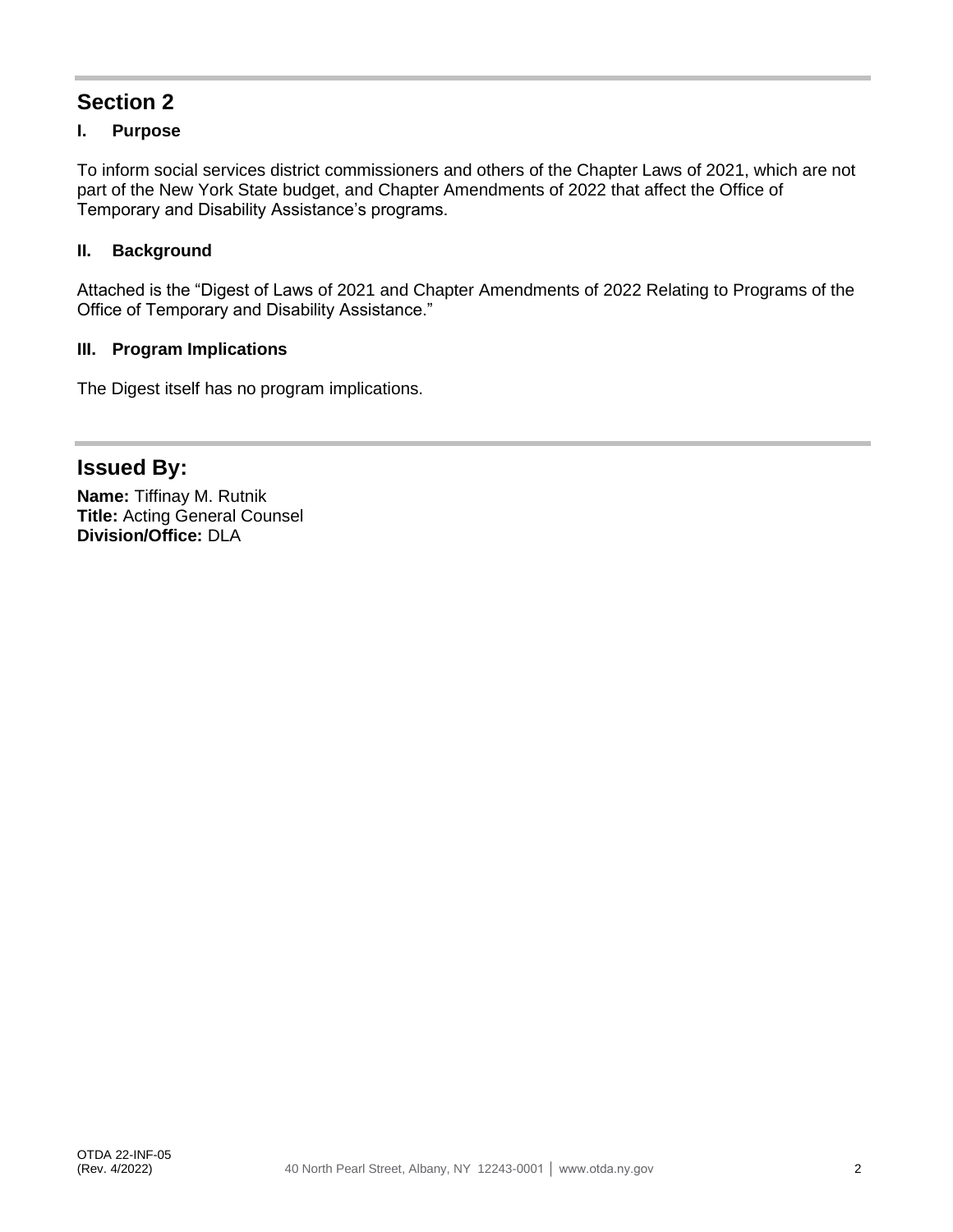## Section 2

### I. Purpose

To inform social services district commissioners and others of the Chapter Laws of 2021, which are not part of the New York State budget, and Chapter Amendments of 2022 that affect the Office of Temporary and Disability Assistance's programs.

### II. Background

Attached is the "Digest of Laws of 2021 and Chapter Amendments of 2022 Relating to Programs of the Office of Temporary and Disability Assistance."

### III. Program Implications

The Digest itself has no program implications.

## Issued By:

**Name:** Tiffinay M. Rutnik
**Title:** Acting General Counsel
**Division/Office:** DLA